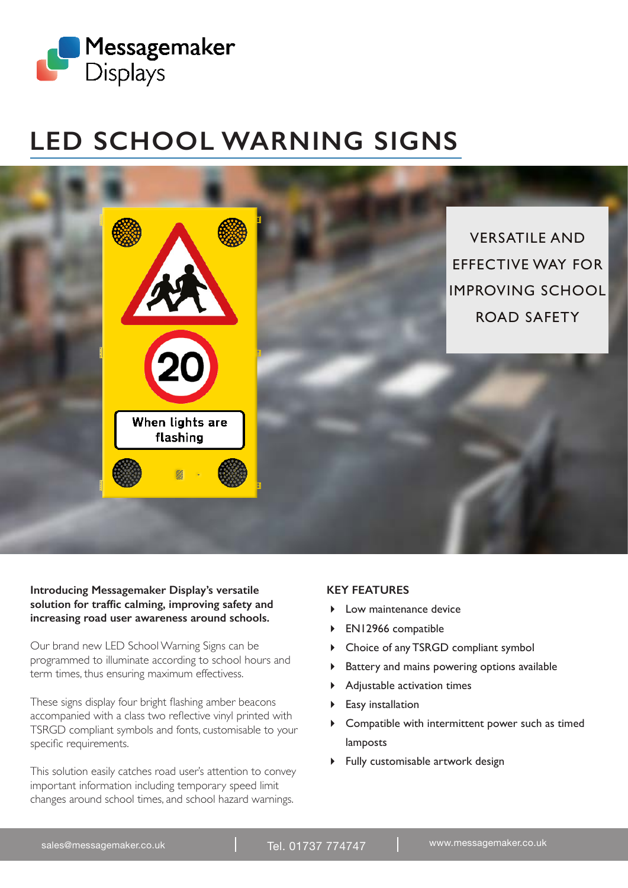Messagemaker Displays

# LED SCHOOL WARNING SIGNS

VERSATILE AND EFFECTIVE WAY FOR IMPROVING SCHOOL ROAD SAFETY

**Introducing Messagemaker Display's versatile solution for traffic calming, improving safety and increasing road user awareness around schools.**

Our brand new LED School Warning Signs can be programmed to illuminate according to school hours and term times, thus ensuring maximum effectivess.

These signs display four bright flashing amber beacons accompanied with a class two reflective vinyl printed with TSRGD compliant symbols and fonts, customisable to your specific requirements.

This solution easily catches road user's attention to convey important information including temporary speed limit changes around school times, and school hazard warnings.

## KEY FEATURES

- Low maintenance device
- EN12966 compatible
- Choice of any TSRGD compliant symbol
- Battery and mains powering options available
- Adjustable activation times
- Easy installation
- Compatible with intermittent power such as timed lamposts
- Fully customisable artwork design

sales@messagemaker.co.uk | Tel. 01737 774747 | www.messagemaker.co.uk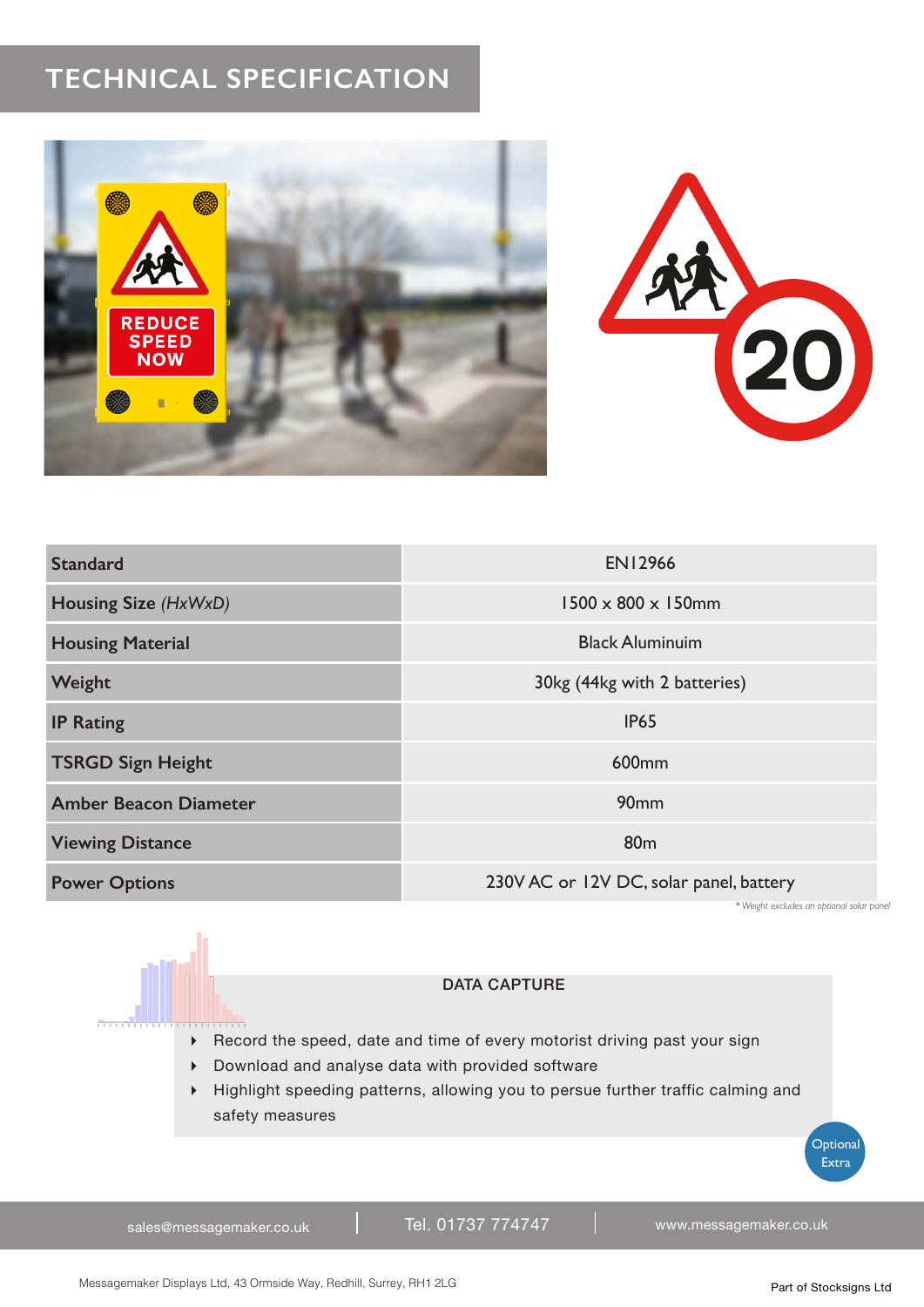# TECHNICAL SPECIFICATION

| | |
|---|---|
| **Standard** | EN12966 |
| **Housing Size** *(HxWxD)* | 1500 x 800 x 150mm |
| **Housing Material** | Black Aluminuim |
| **Weight** | 30kg (44kg with 2 batteries) |
| **IP Rating** | IP65 |
| **TSRGD Sign Height** | 600mm |
| **Amber Beacon Diameter** | 90mm |
| **Viewing Distance** | 80m |
| **Power Options** | 230V AC or 12V DC, solar panel, battery |

*\* Weight excludes an optional solar panel*

## DATA CAPTURE

- Record the speed, date and time of every motorist driving past your sign
- Download and analyse data with provided software
- Highlight speeding patterns, allowing you to persue further traffic calming and safety measures

Optional Extra

sales@messagemaker.co.uk | Tel. 01737 774747 | www.messagemaker.co.uk

Messagemaker Displays Ltd, 43 Ormside Way, Redhill, Surrey, RH1 2LG

Part of Stocksigns Ltd